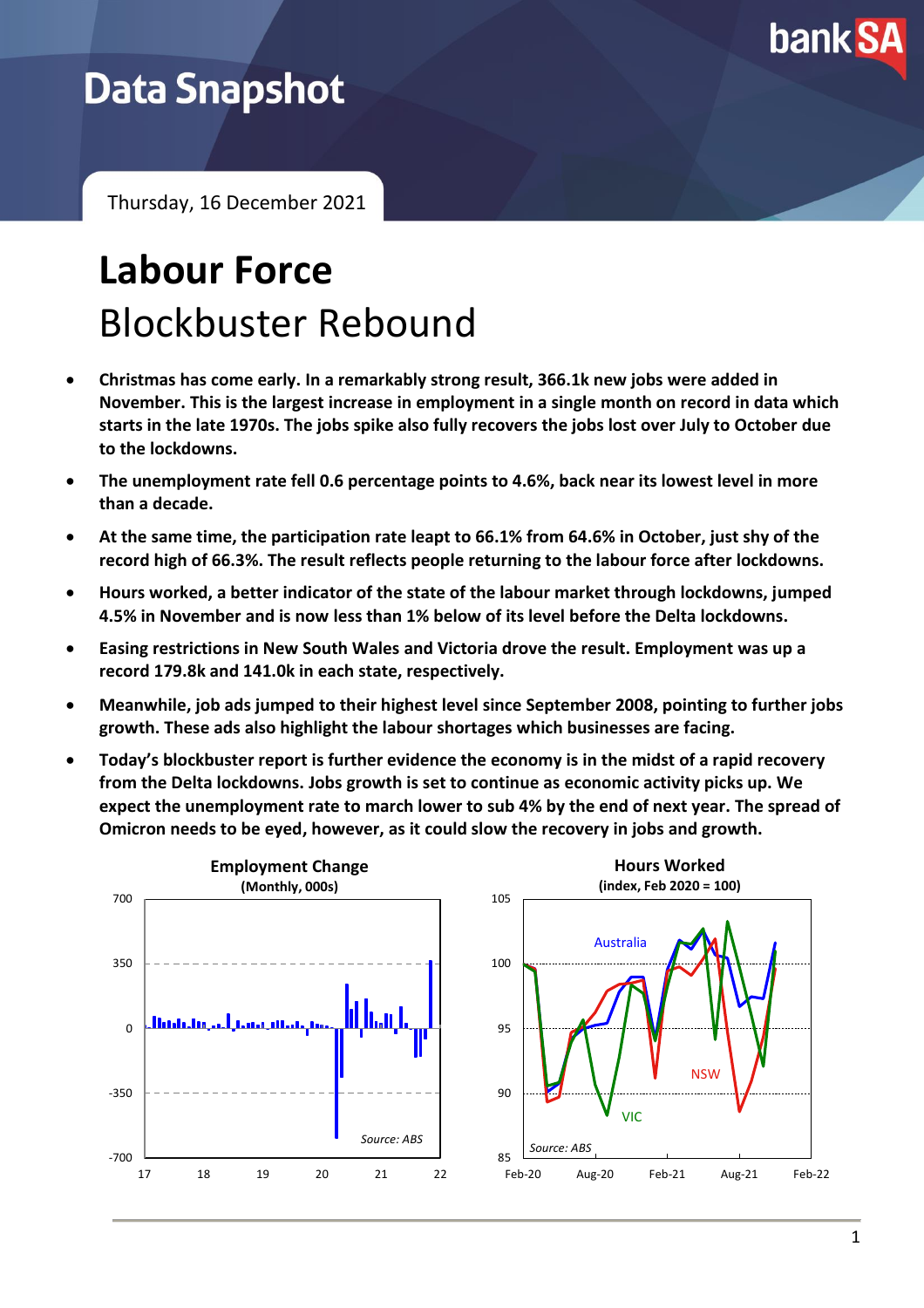Data Snapshot

Thursday, 16 December 2021

# Labour Force

## Blockbuster Rebound

- **Christmas has come early. In a remarkably strong result, 366.1k new jobs were added in November. This is the largest increase in employment in a single month on record in data which starts in the late 1970s. The jobs spike also fully recovers the jobs lost over July to October due to the lockdowns.**
- **The unemployment rate fell 0.6 percentage points to 4.6%, back near its lowest level in more than a decade.**
- **At the same time, the participation rate leapt to 66.1% from 64.6% in October, just shy of the record high of 66.3%. The result reflects people returning to the labour force after lockdowns.**
- **Hours worked, a better indicator of the state of the labour market through lockdowns, jumped 4.5% in November and is now less than 1% below of its level before the Delta lockdowns.**
- **Easing restrictions in New South Wales and Victoria drove the result. Employment was up a record 179.8k and 141.0k in each state, respectively.**
- **Meanwhile, job ads jumped to their highest level since September 2008, pointing to further jobs growth. These ads also highlight the labour shortages which businesses are facing.**
- **Today's blockbuster report is further evidence the economy is in the midst of a rapid recovery from the Delta lockdowns. Jobs growth is set to continue as economic activity picks up. We expect the unemployment rate to march lower to sub 4% by the end of next year. The spread of Omicron needs to be eyed, however, as it could slow the recovery in jobs and growth.**

**Employment Change**
**(Monthly, 000s)**

Source: ABS

**Hours Worked**
**(index, Feb 2020 = 100)**

Source: ABS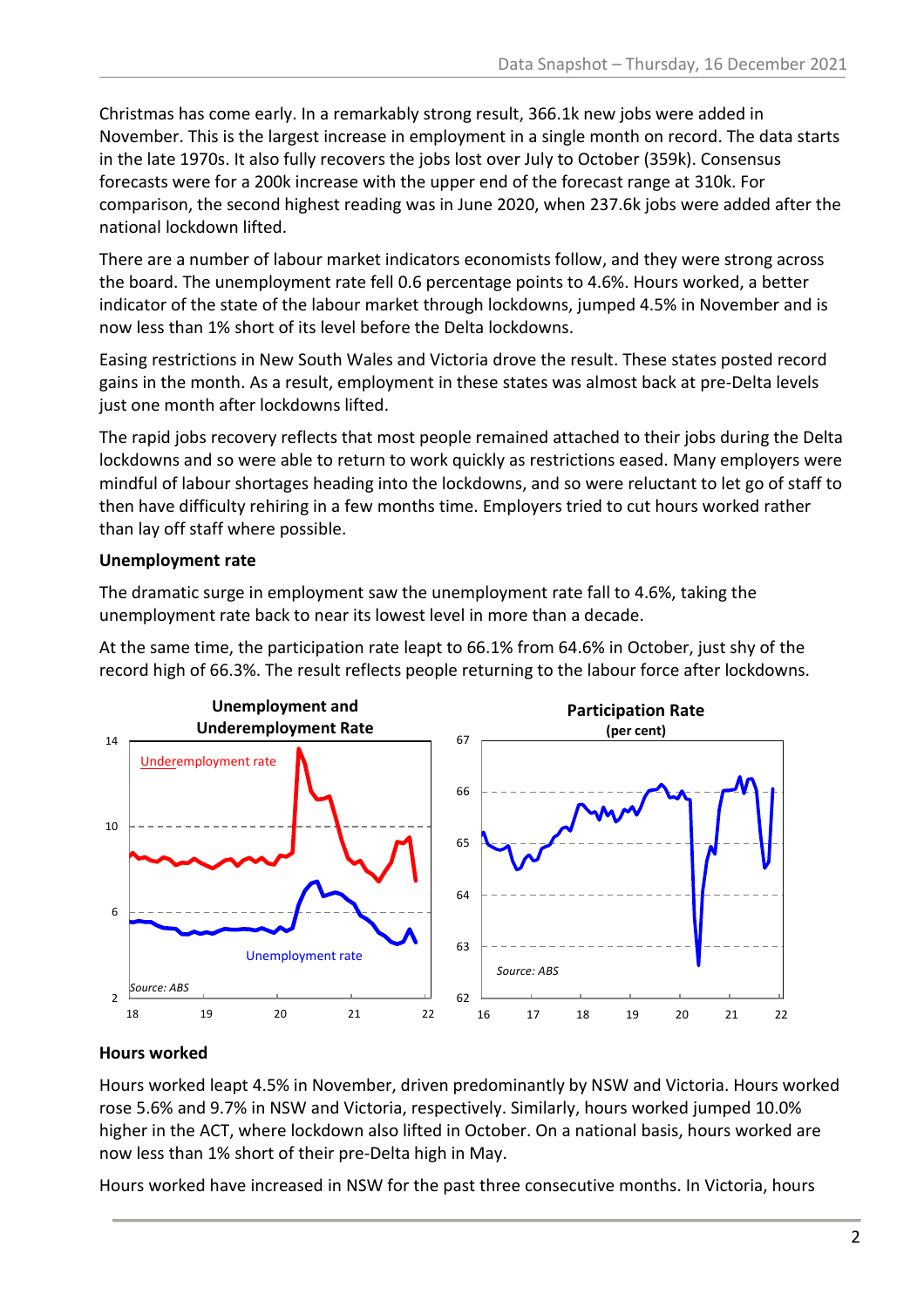Christmas has come early. In a remarkably strong result, 366.1k new jobs were added in November. This is the largest increase in employment in a single month on record. The data starts in the late 1970s. It also fully recovers the jobs lost over July to October (359k). Consensus forecasts were for a 200k increase with the upper end of the forecast range at 310k. For comparison, the second highest reading was in June 2020, when 237.6k jobs were added after the national lockdown lifted.

There are a number of labour market indicators economists follow, and they were strong across the board. The unemployment rate fell 0.6 percentage points to 4.6%. Hours worked, a better indicator of the state of the labour market through lockdowns, jumped 4.5% in November and is now less than 1% short of its level before the Delta lockdowns.

Easing restrictions in New South Wales and Victoria drove the result. These states posted record gains in the month. As a result, employment in these states was almost back at pre-Delta levels just one month after lockdowns lifted.

The rapid jobs recovery reflects that most people remained attached to their jobs during the Delta lockdowns and so were able to return to work quickly as restrictions eased. Many employers were mindful of labour shortages heading into the lockdowns, and so were reluctant to let go of staff to then have difficulty rehiring in a few months time. Employers tried to cut hours worked rather than lay off staff where possible.

**Unemployment rate**

The dramatic surge in employment saw the unemployment rate fall to 4.6%, taking the unemployment rate back to near its lowest level in more than a decade.

At the same time, the participation rate leapt to 66.1% from 64.6% in October, just shy of the record high of 66.3%. The result reflects people returning to the labour force after lockdowns.

**Unemployment and Underemployment Rate**

**Participation Rate (per cent)**

*Source: ABS*

**Hours worked**

Hours worked leapt 4.5% in November, driven predominantly by NSW and Victoria. Hours worked rose 5.6% and 9.7% in NSW and Victoria, respectively. Similarly, hours worked jumped 10.0% higher in the ACT, where lockdown also lifted in October. On a national basis, hours worked are now less than 1% short of their pre-Delta high in May.

Hours worked have increased in NSW for the past three consecutive months. In Victoria, hours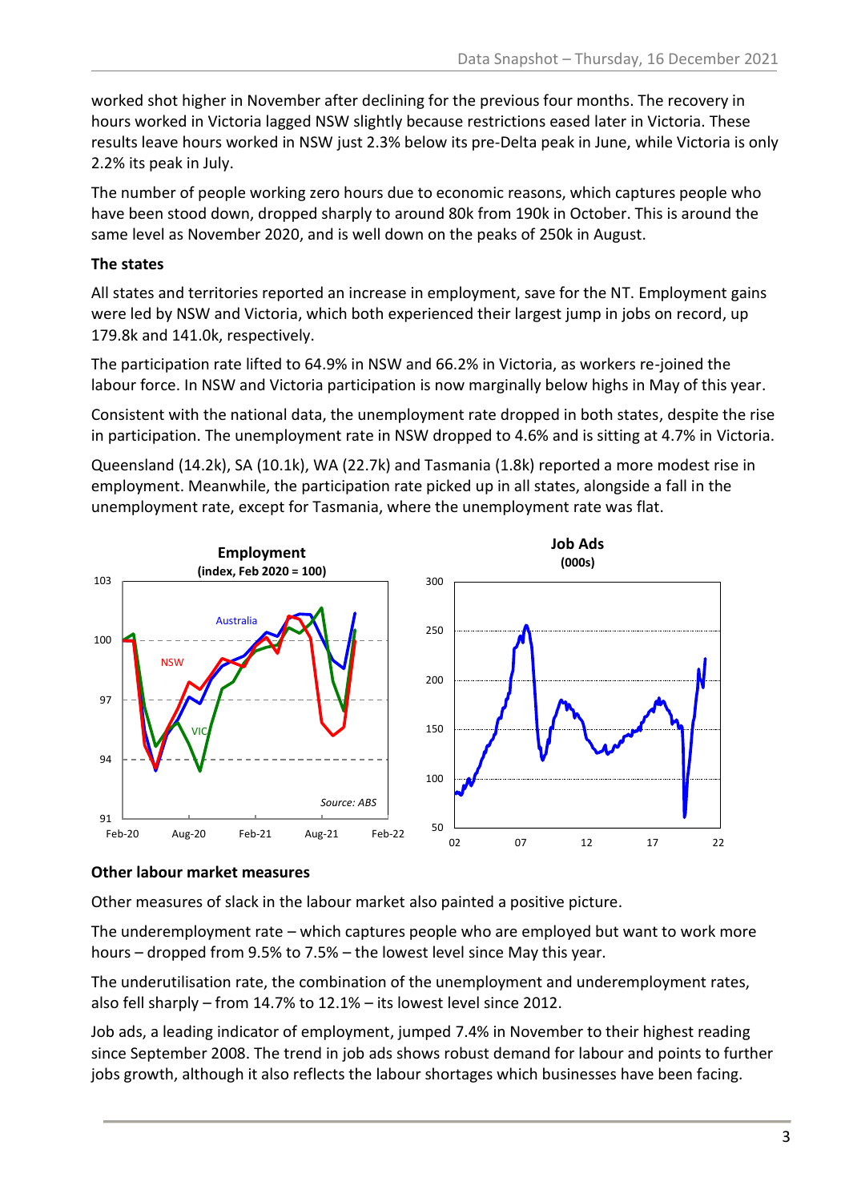worked shot higher in November after declining for the previous four months. The recovery in hours worked in Victoria lagged NSW slightly because restrictions eased later in Victoria. These results leave hours worked in NSW just 2.3% below its pre-Delta peak in June, while Victoria is only 2.2% its peak in July.

The number of people working zero hours due to economic reasons, which captures people who have been stood down, dropped sharply to around 80k from 190k in October. This is around the same level as November 2020, and is well down on the peaks of 250k in August.

**The states**

All states and territories reported an increase in employment, save for the NT. Employment gains were led by NSW and Victoria, which both experienced their largest jump in jobs on record, up 179.8k and 141.0k, respectively.

The participation rate lifted to 64.9% in NSW and 66.2% in Victoria, as workers re-joined the labour force. In NSW and Victoria participation is now marginally below highs in May of this year.

Consistent with the national data, the unemployment rate dropped in both states, despite the rise in participation. The unemployment rate in NSW dropped to 4.6% and is sitting at 4.7% in Victoria.

Queensland (14.2k), SA (10.1k), WA (22.7k) and Tasmania (1.8k) reported a more modest rise in employment. Meanwhile, the participation rate picked up in all states, alongside a fall in the unemployment rate, except for Tasmania, where the unemployment rate was flat.

**Employment**
**(index, Feb 2020 = 100)**

Australia, NSW, VIC

Source: ABS

**Job Ads**
**(000s)**

**Other labour market measures**

Other measures of slack in the labour market also painted a positive picture.

The underemployment rate – which captures people who are employed but want to work more hours – dropped from 9.5% to 7.5% – the lowest level since May this year.

The underutilisation rate, the combination of the unemployment and underemployment rates, also fell sharply – from 14.7% to 12.1% – its lowest level since 2012.

Job ads, a leading indicator of employment, jumped 7.4% in November to their highest reading since September 2008. The trend in job ads shows robust demand for labour and points to further jobs growth, although it also reflects the labour shortages which businesses have been facing.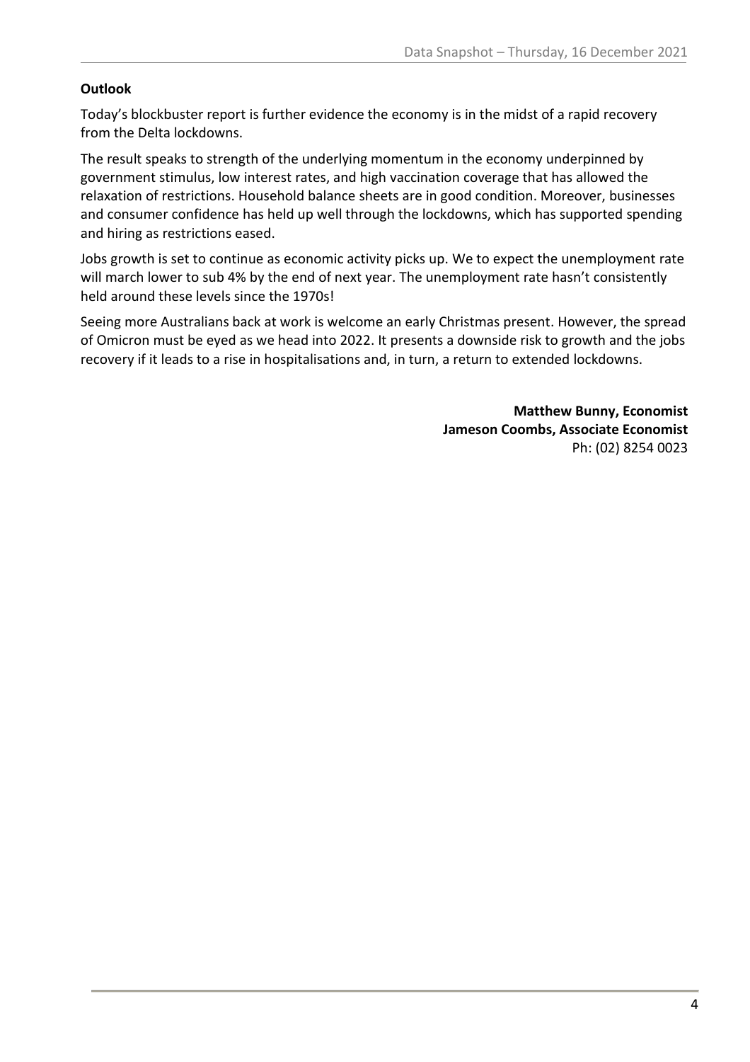**Outlook**

Today's blockbuster report is further evidence the economy is in the midst of a rapid recovery from the Delta lockdowns.

The result speaks to strength of the underlying momentum in the economy underpinned by government stimulus, low interest rates, and high vaccination coverage that has allowed the relaxation of restrictions. Household balance sheets are in good condition. Moreover, businesses and consumer confidence has held up well through the lockdowns, which has supported spending and hiring as restrictions eased.

Jobs growth is set to continue as economic activity picks up. We to expect the unemployment rate will march lower to sub 4% by the end of next year. The unemployment rate hasn't consistently held around these levels since the 1970s!

Seeing more Australians back at work is welcome an early Christmas present. However, the spread of Omicron must be eyed as we head into 2022. It presents a downside risk to growth and the jobs recovery if it leads to a rise in hospitalisations and, in turn, a return to extended lockdowns.

**Matthew Bunny, Economist**
**Jameson Coombs, Associate Economist**
Ph: (02) 8254 0023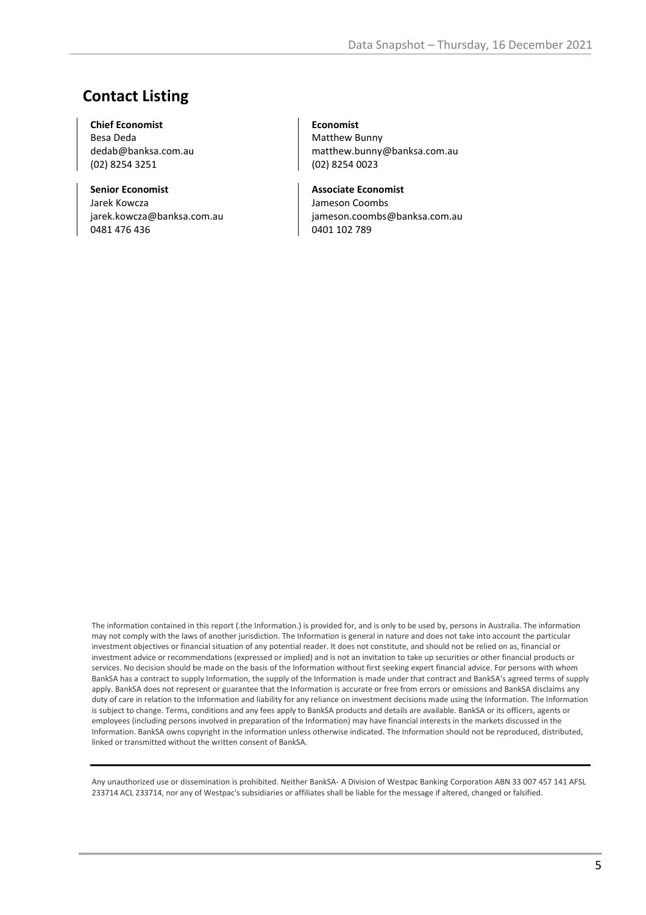## Contact Listing

**Chief Economist**
Besa Deda
dedab@banksa.com.au
(02) 8254 3251

**Senior Economist**
Jarek Kowcza
jarek.kowcza@banksa.com.au
0481 476 436

**Economist**
Matthew Bunny
matthew.bunny@banksa.com.au
(02) 8254 0023

**Associate Economist**
Jameson Coombs
jameson.coombs@banksa.com.au
0401 102 789

The information contained in this report (.the Information.) is provided for, and is only to be used by, persons in Australia. The information may not comply with the laws of another jurisdiction. The Information is general in nature and does not take into account the particular investment objectives or financial situation of any potential reader. It does not constitute, and should not be relied on as, financial or investment advice or recommendations (expressed or implied) and is not an invitation to take up securities or other financial products or services. No decision should be made on the basis of the Information without first seeking expert financial advice. For persons with whom BankSA has a contract to supply Information, the supply of the Information is made under that contract and BankSA's agreed terms of supply apply. BankSA does not represent or guarantee that the Information is accurate or free from errors or omissions and BankSA disclaims any duty of care in relation to the Information and liability for any reliance on investment decisions made using the Information. The Information is subject to change. Terms, conditions and any fees apply to BankSA products and details are available. BankSA or its officers, agents or employees (including persons involved in preparation of the Information) may have financial interests in the markets discussed in the Information. BankSA owns copyright in the information unless otherwise indicated. The Information should not be reproduced, distributed, linked or transmitted without the written consent of BankSA.

---

Any unauthorized use or dissemination is prohibited. Neither BankSA- A Division of Westpac Banking Corporation ABN 33 007 457 141 AFSL 233714 ACL 233714, nor any of Westpac's subsidiaries or affiliates shall be liable for the message if altered, changed or falsified.